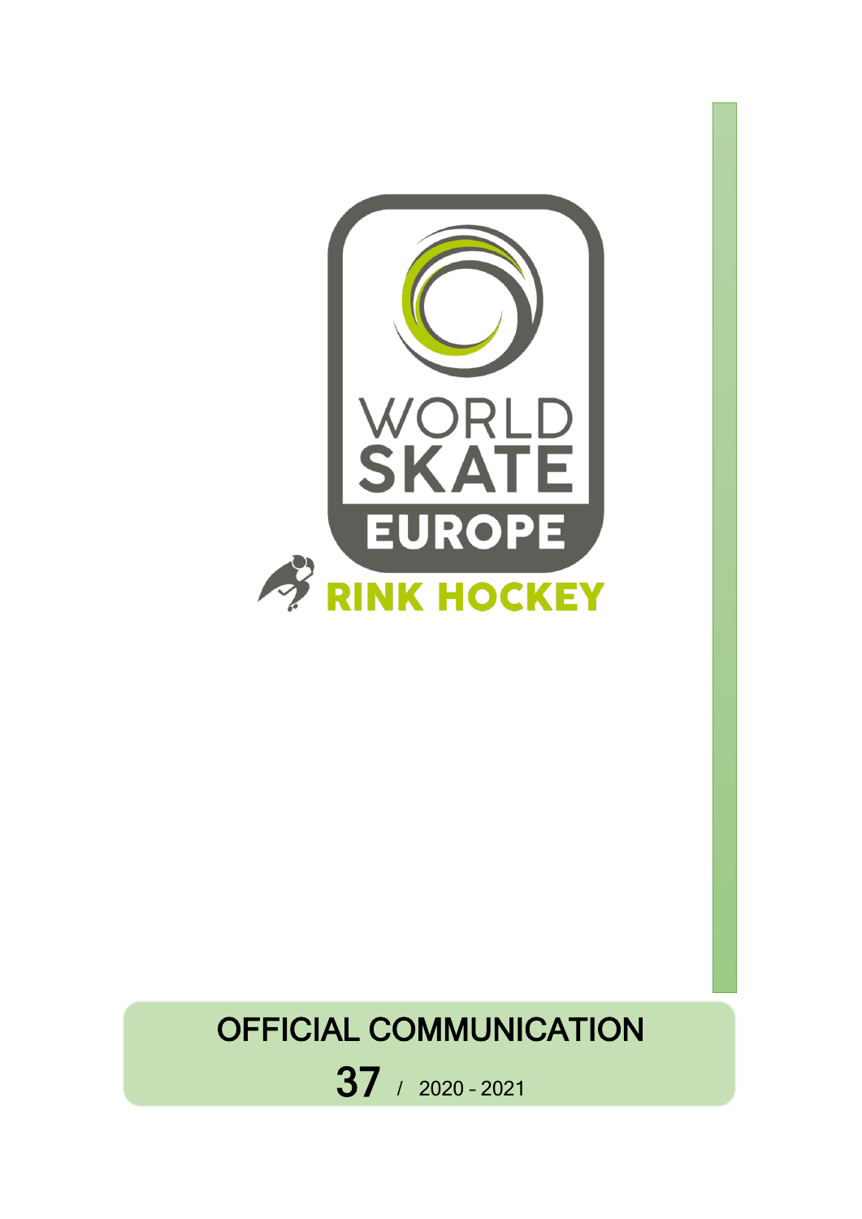WORLD SKATE EUROPE

RINK HOCKEY

# OFFICIAL COMMUNICATION

**37** / 2020 - 2021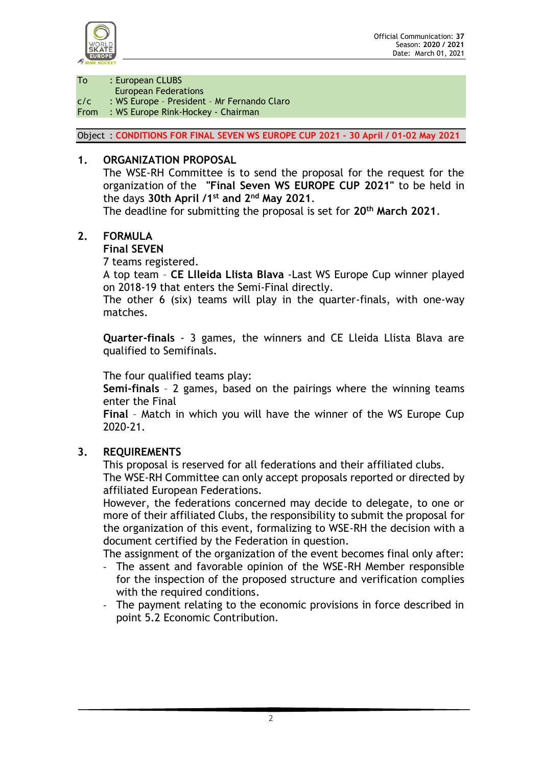Official Communication: **37**
Season: **2020 / 2021**
Date: March 01, 2021

To : European CLUBS
European Federations
c/c : WS Europe – President – Mr Fernando Claro
From : WS Europe Rink-Hockey - Chairman

Object : **CONDITIONS FOR FINAL SEVEN WS EUROPE CUP 2021 - 30 April / 01-02 May 2021**

## 1. ORGANIZATION PROPOSAL

The WSE-RH Committee is to send the proposal for the request for the organization of the **"Final Seven WS EUROPE CUP 2021"** to be held in the days **30th April /1st and 2nd May 2021**.

The deadline for submitting the proposal is set for **20th March 2021**.

## 2. FORMULA

**Final SEVEN**

7 teams registered.

A top team – **CE Llleida Llista Blava** -Last WS Europe Cup winner played on 2018-19 that enters the Semi-Final directly.

The other 6 (six) teams will play in the quarter-finals, with one-way matches.

**Quarter-finals** - 3 games, the winners and CE Lleida Llista Blava are qualified to Semifinals.

The four qualified teams play:

**Semi-finals** – 2 games, based on the pairings where the winning teams enter the Final

**Final** – Match in which you will have the winner of the WS Europe Cup 2020-21.

## 3. REQUIREMENTS

This proposal is reserved for all federations and their affiliated clubs.

The WSE-RH Committee can only accept proposals reported or directed by affiliated European Federations.

However, the federations concerned may decide to delegate, to one or more of their affiliated Clubs, the responsibility to submit the proposal for the organization of this event, formalizing to WSE-RH the decision with a document certified by the Federation in question.

The assignment of the organization of the event becomes final only after:

- The assent and favorable opinion of the WSE-RH Member responsible for the inspection of the proposed structure and verification complies with the required conditions.
- The payment relating to the economic provisions in force described in point 5.2 Economic Contribution.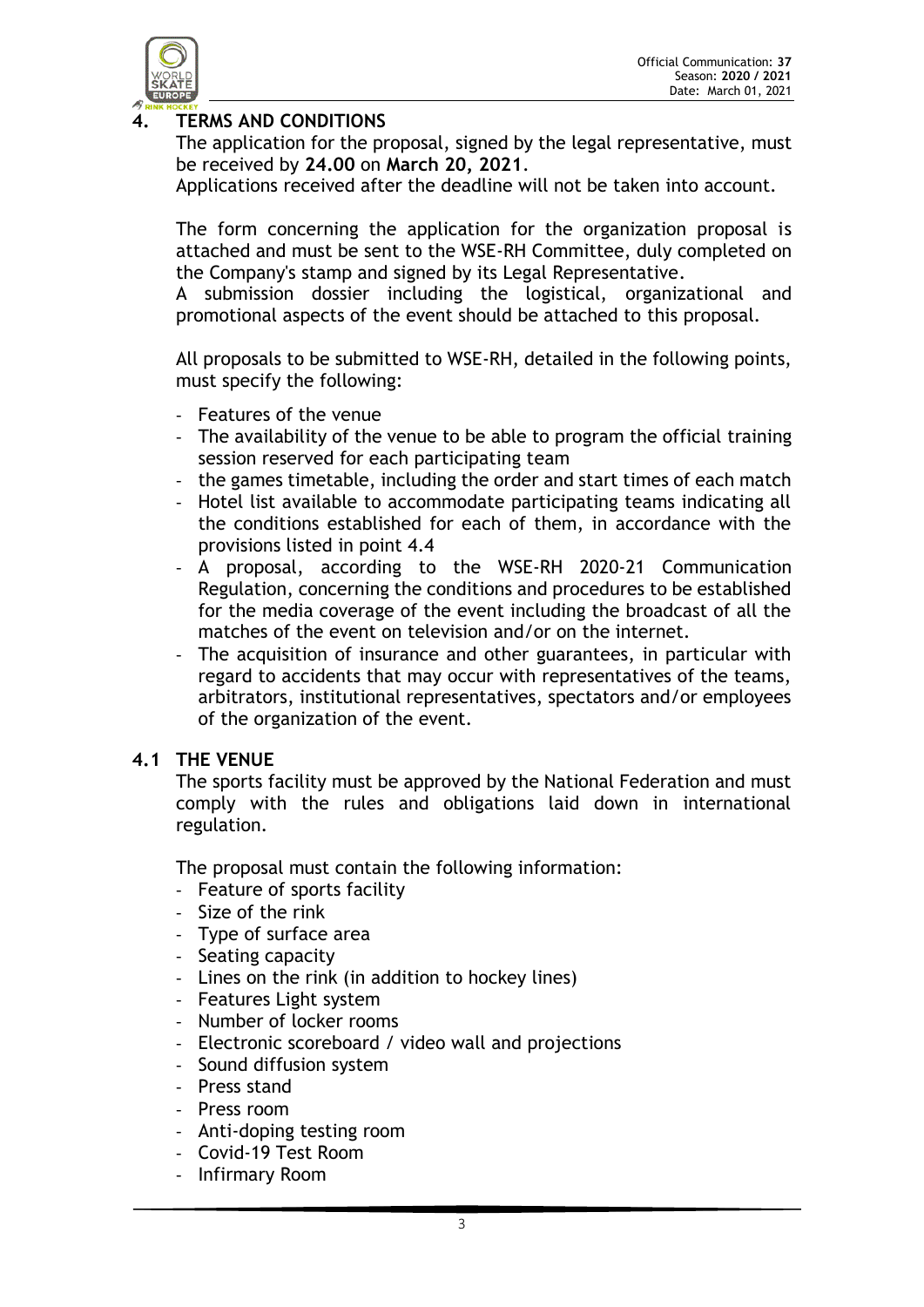## 4. TERMS AND CONDITIONS

The application for the proposal, signed by the legal representative, must be received by **24.00** on **March 20, 2021**.
Applications received after the deadline will not be taken into account.

The form concerning the application for the organization proposal is attached and must be sent to the WSE-RH Committee, duly completed on the Company's stamp and signed by its Legal Representative.
A submission dossier including the logistical, organizational and promotional aspects of the event should be attached to this proposal.

All proposals to be submitted to WSE-RH, detailed in the following points, must specify the following:

- Features of the venue
- The availability of the venue to be able to program the official training session reserved for each participating team
- the games timetable, including the order and start times of each match
- Hotel list available to accommodate participating teams indicating all the conditions established for each of them, in accordance with the provisions listed in point 4.4
- A proposal, according to the WSE-RH 2020-21 Communication Regulation, concerning the conditions and procedures to be established for the media coverage of the event including the broadcast of all the matches of the event on television and/or on the internet.
- The acquisition of insurance and other guarantees, in particular with regard to accidents that may occur with representatives of the teams, arbitrators, institutional representatives, spectators and/or employees of the organization of the event.

### 4.1 THE VENUE

The sports facility must be approved by the National Federation and must comply with the rules and obligations laid down in international regulation.

The proposal must contain the following information:

- Feature of sports facility
- Size of the rink
- Type of surface area
- Seating capacity
- Lines on the rink (in addition to hockey lines)
- Features Light system
- Number of locker rooms
- Electronic scoreboard / video wall and projections
- Sound diffusion system
- Press stand
- Press room
- Anti-doping testing room
- Covid-19 Test Room
- Infirmary Room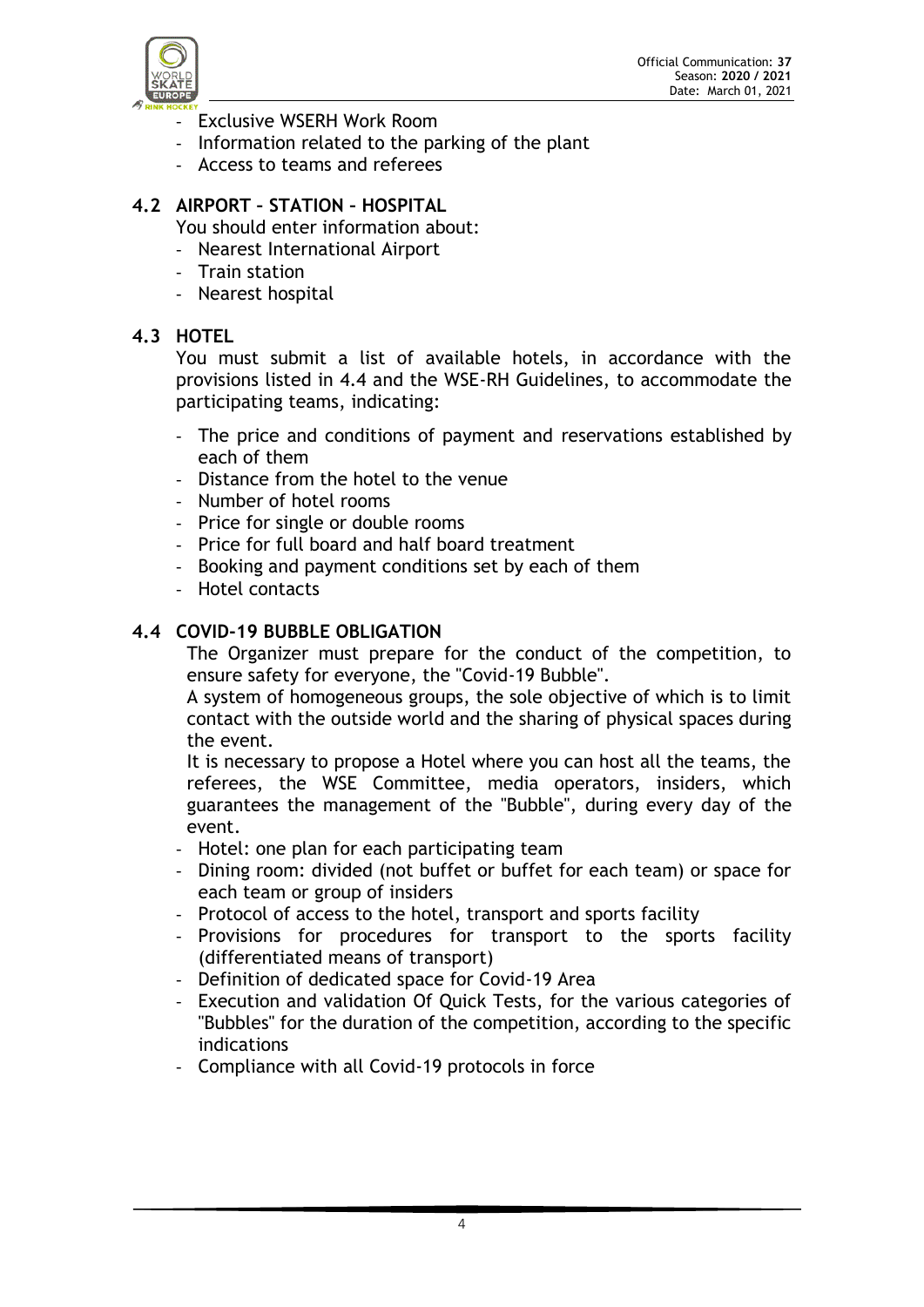- Exclusive WSERH Work Room
- Information related to the parking of the plant
- Access to teams and referees

## 4.2 AIRPORT – STATION – HOSPITAL

You should enter information about:

- Nearest International Airport
- Train station
- Nearest hospital

## 4.3 HOTEL

You must submit a list of available hotels, in accordance with the provisions listed in 4.4 and the WSE-RH Guidelines, to accommodate the participating teams, indicating:

- The price and conditions of payment and reservations established by each of them
- Distance from the hotel to the venue
- Number of hotel rooms
- Price for single or double rooms
- Price for full board and half board treatment
- Booking and payment conditions set by each of them
- Hotel contacts

## 4.4 COVID-19 BUBBLE OBLIGATION

The Organizer must prepare for the conduct of the competition, to ensure safety for everyone, the "Covid-19 Bubble".

A system of homogeneous groups, the sole objective of which is to limit contact with the outside world and the sharing of physical spaces during the event.

It is necessary to propose a Hotel where you can host all the teams, the referees, the WSE Committee, media operators, insiders, which guarantees the management of the "Bubble", during every day of the event.

- Hotel: one plan for each participating team
- Dining room: divided (not buffet or buffet for each team) or space for each team or group of insiders
- Protocol of access to the hotel, transport and sports facility
- Provisions for procedures for transport to the sports facility (differentiated means of transport)
- Definition of dedicated space for Covid-19 Area
- Execution and validation Of Quick Tests, for the various categories of "Bubbles" for the duration of the competition, according to the specific indications
- Compliance with all Covid-19 protocols in force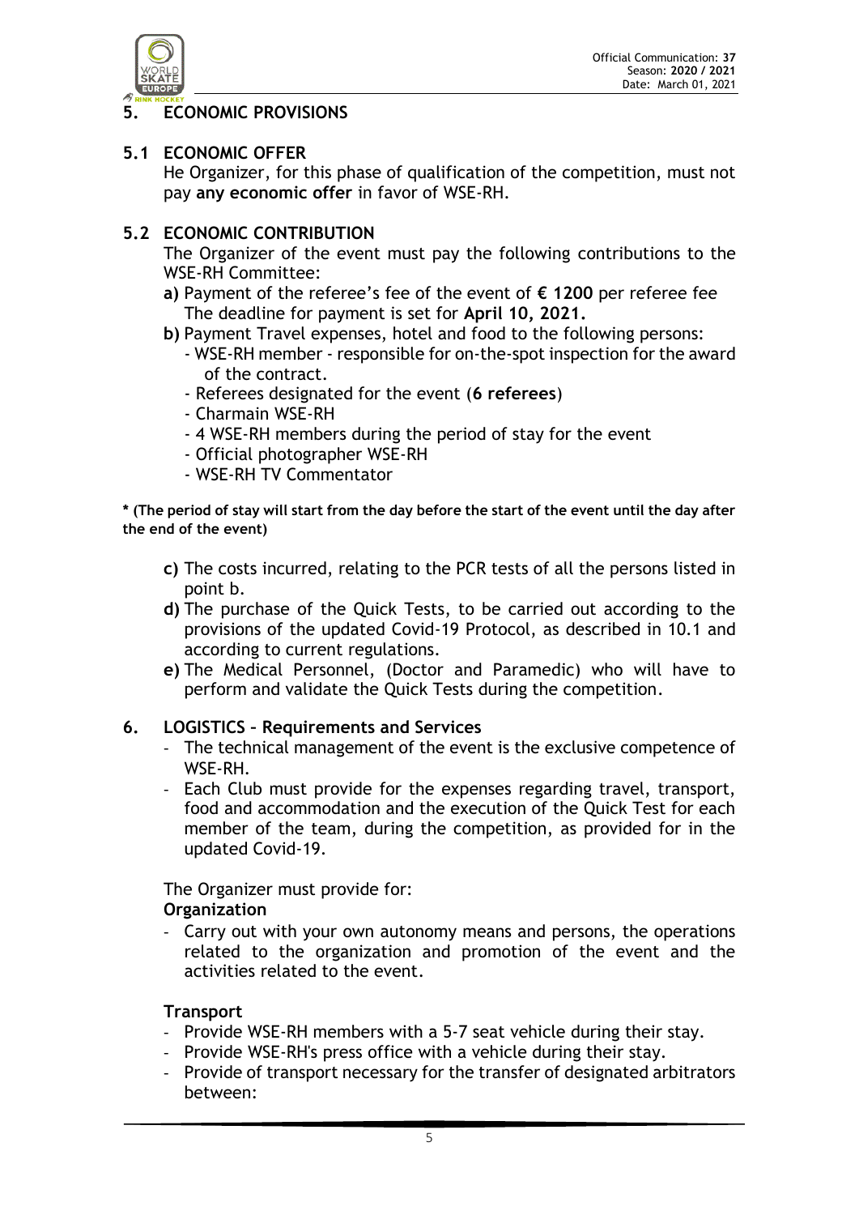## 5. ECONOMIC PROVISIONS

### 5.1 ECONOMIC OFFER

He Organizer, for this phase of qualification of the competition, must not pay **any economic offer** in favor of WSE-RH.

### 5.2 ECONOMIC CONTRIBUTION

The Organizer of the event must pay the following contributions to the WSE-RH Committee:

**a)** Payment of the referee's fee of the event of **€ 1200** per referee fee
The deadline for payment is set for **April 10, 2021.**

**b)** Payment Travel expenses, hotel and food to the following persons:
- WSE-RH member - responsible for on-the-spot inspection for the award of the contract.
- Referees designated for the event (**6 referees**)
- Charmain WSE-RH
- 4 WSE-RH members during the period of stay for the event
- Official photographer WSE-RH
- WSE-RH TV Commentator

**\* (The period of stay will start from the day before the start of the event until the day after the end of the event)**

**c)** The costs incurred, relating to the PCR tests of all the persons listed in point b.

**d)** The purchase of the Quick Tests, to be carried out according to the provisions of the updated Covid-19 Protocol, as described in 10.1 and according to current regulations.

**e)** The Medical Personnel, (Doctor and Paramedic) who will have to perform and validate the Quick Tests during the competition.

## 6. LOGISTICS – Requirements and Services

- The technical management of the event is the exclusive competence of WSE-RH.
- Each Club must provide for the expenses regarding travel, transport, food and accommodation and the execution of the Quick Test for each member of the team, during the competition, as provided for in the updated Covid-19.

The Organizer must provide for:

**Organization**

- Carry out with your own autonomy means and persons, the operations related to the organization and promotion of the event and the activities related to the event.

**Transport**

- Provide WSE-RH members with a 5-7 seat vehicle during their stay.
- Provide WSE-RH's press office with a vehicle during their stay.
- Provide of transport necessary for the transfer of designated arbitrators between: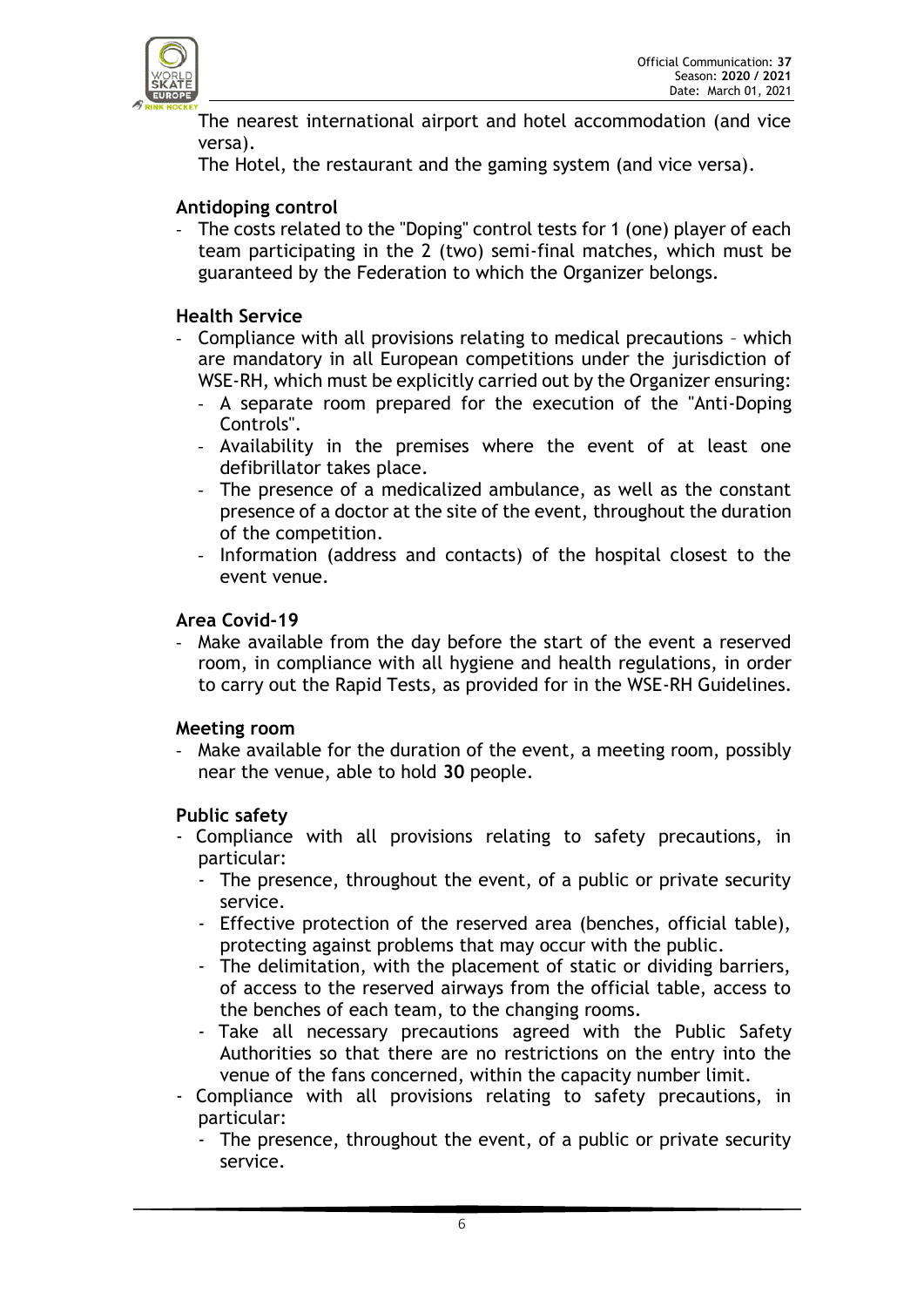The nearest international airport and hotel accommodation (and vice versa).

The Hotel, the restaurant and the gaming system (and vice versa).

**Antidoping control**

- The costs related to the "Doping" control tests for 1 (one) player of each team participating in the 2 (two) semi-final matches, which must be guaranteed by the Federation to which the Organizer belongs.

**Health Service**

- Compliance with all provisions relating to medical precautions – which are mandatory in all European competitions under the jurisdiction of WSE-RH, which must be explicitly carried out by the Organizer ensuring:
  - A separate room prepared for the execution of the "Anti-Doping Controls".
  - Availability in the premises where the event of at least one defibrillator takes place.
  - The presence of a medicalized ambulance, as well as the constant presence of a doctor at the site of the event, throughout the duration of the competition.
  - Information (address and contacts) of the hospital closest to the event venue.

**Area Covid-19**

- Make available from the day before the start of the event a reserved room, in compliance with all hygiene and health regulations, in order to carry out the Rapid Tests, as provided for in the WSE-RH Guidelines.

**Meeting room**

- Make available for the duration of the event, a meeting room, possibly near the venue, able to hold **30** people.

**Public safety**

- Compliance with all provisions relating to safety precautions, in particular:
  - The presence, throughout the event, of a public or private security service.
  - Effective protection of the reserved area (benches, official table), protecting against problems that may occur with the public.
  - The delimitation, with the placement of static or dividing barriers, of access to the reserved airways from the official table, access to the benches of each team, to the changing rooms.
  - Take all necessary precautions agreed with the Public Safety Authorities so that there are no restrictions on the entry into the venue of the fans concerned, within the capacity number limit.
- Compliance with all provisions relating to safety precautions, in particular:
  - The presence, throughout the event, of a public or private security service.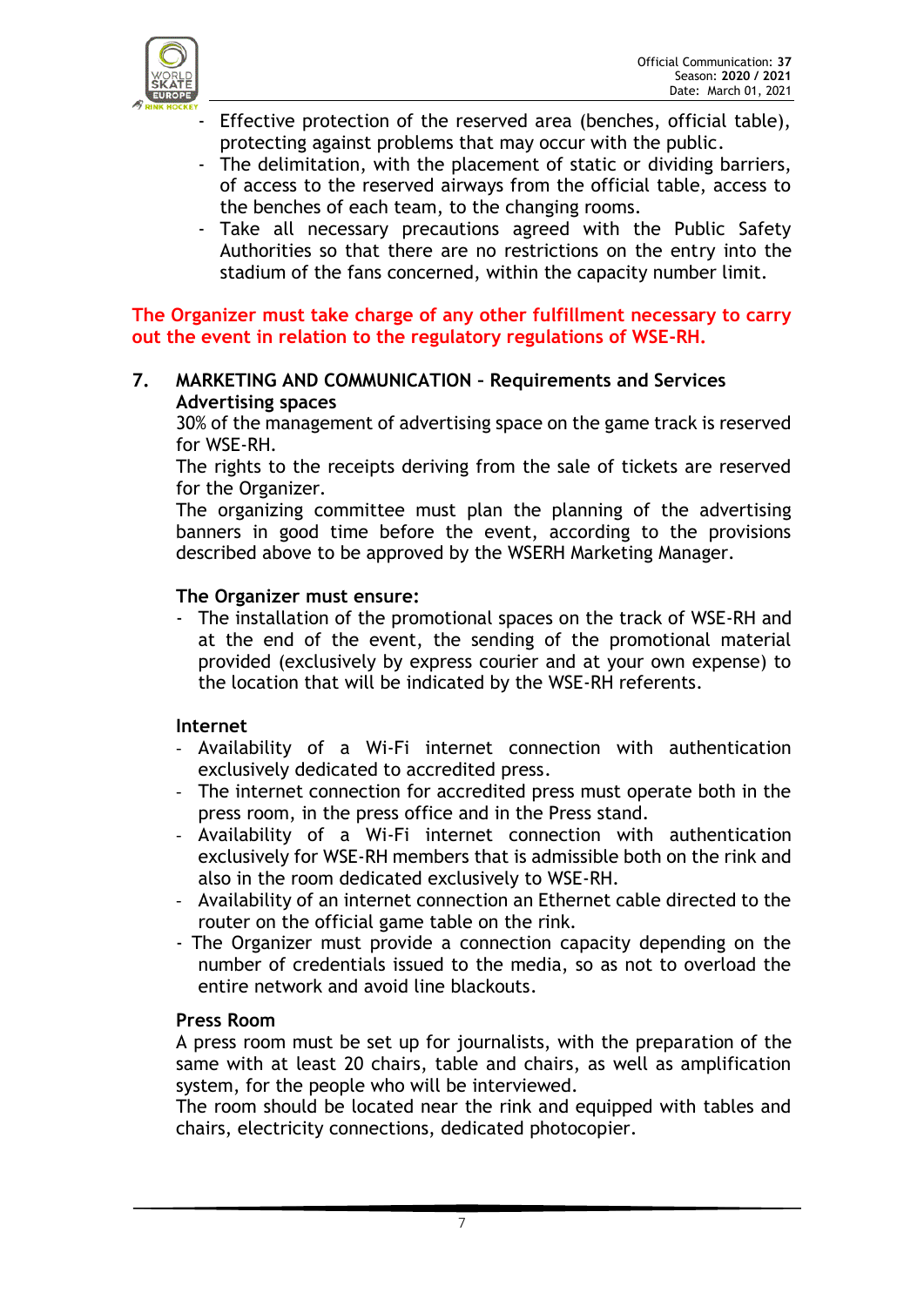- Effective protection of the reserved area (benches, official table), protecting against problems that may occur with the public.
- The delimitation, with the placement of static or dividing barriers, of access to the reserved airways from the official table, access to the benches of each team, to the changing rooms.
- Take all necessary precautions agreed with the Public Safety Authorities so that there are no restrictions on the entry into the stadium of the fans concerned, within the capacity number limit.

**The Organizer must take charge of any other fulfillment necessary to carry out the event in relation to the regulatory regulations of WSE-RH.**

## 7. MARKETING AND COMMUNICATION – Requirements and Services

**Advertising spaces**

30% of the management of advertising space on the game track is reserved for WSE-RH.

The rights to the receipts deriving from the sale of tickets are reserved for the Organizer.

The organizing committee must plan the planning of the advertising banners in good time before the event, according to the provisions described above to be approved by the WSERH Marketing Manager.

**The Organizer must ensure:**

- The installation of the promotional spaces on the track of WSE-RH and at the end of the event, the sending of the promotional material provided (exclusively by express courier and at your own expense) to the location that will be indicated by the WSE-RH referents.

**Internet**

- Availability of a Wi-Fi internet connection with authentication exclusively dedicated to accredited press.
- The internet connection for accredited press must operate both in the press room, in the press office and in the Press stand.
- Availability of a Wi-Fi internet connection with authentication exclusively for WSE-RH members that is admissible both on the rink and also in the room dedicated exclusively to WSE-RH.
- Availability of an internet connection an Ethernet cable directed to the router on the official game table on the rink.
- The Organizer must provide a connection capacity depending on the number of credentials issued to the media, so as not to overload the entire network and avoid line blackouts.

**Press Room**

A press room must be set up for journalists, with the preparation of the same with at least 20 chairs, table and chairs, as well as amplification system, for the people who will be interviewed.

The room should be located near the rink and equipped with tables and chairs, electricity connections, dedicated photocopier.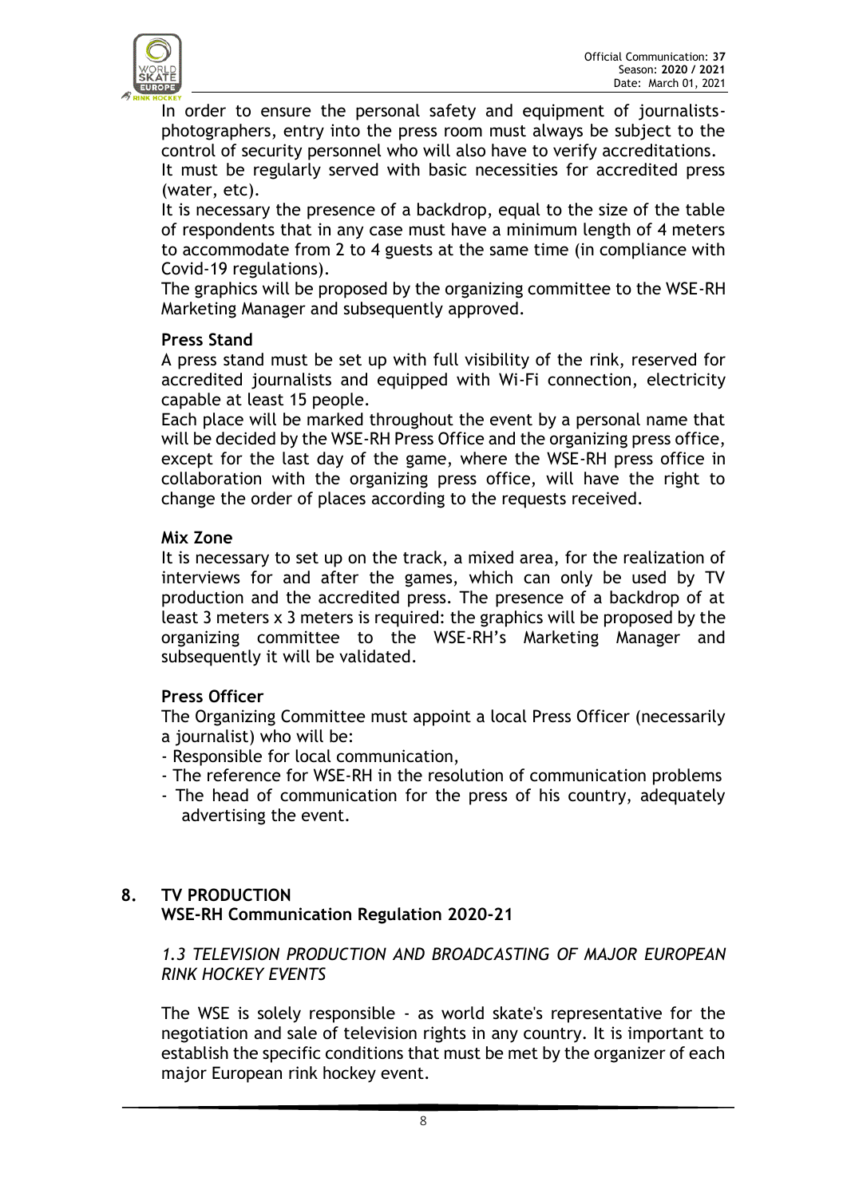In order to ensure the personal safety and equipment of journalists-photographers, entry into the press room must always be subject to the control of security personnel who will also have to verify accreditations.
It must be regularly served with basic necessities for accredited press (water, etc).
It is necessary the presence of a backdrop, equal to the size of the table of respondents that in any case must have a minimum length of 4 meters to accommodate from 2 to 4 guests at the same time (in compliance with Covid-19 regulations).
The graphics will be proposed by the organizing committee to the WSE-RH Marketing Manager and subsequently approved.

**Press Stand**

A press stand must be set up with full visibility of the rink, reserved for accredited journalists and equipped with Wi-Fi connection, electricity capable at least 15 people.
Each place will be marked throughout the event by a personal name that will be decided by the WSE-RH Press Office and the organizing press office, except for the last day of the game, where the WSE-RH press office in collaboration with the organizing press office, will have the right to change the order of places according to the requests received.

**Mix Zone**

It is necessary to set up on the track, a mixed area, for the realization of interviews for and after the games, which can only be used by TV production and the accredited press. The presence of a backdrop of at least 3 meters x 3 meters is required: the graphics will be proposed by the organizing committee to the WSE-RH's Marketing Manager and subsequently it will be validated.

**Press Officer**

The Organizing Committee must appoint a local Press Officer (necessarily a journalist) who will be:

- Responsible for local communication,
- The reference for WSE-RH in the resolution of communication problems
- The head of communication for the press of his country, adequately advertising the event.

## 8. TV PRODUCTION
**WSE-RH Communication Regulation 2020-21**

*1.3 TELEVISION PRODUCTION AND BROADCASTING OF MAJOR EUROPEAN RINK HOCKEY EVENTS*

The WSE is solely responsible - as world skate's representative for the negotiation and sale of television rights in any country. It is important to establish the specific conditions that must be met by the organizer of each major European rink hockey event.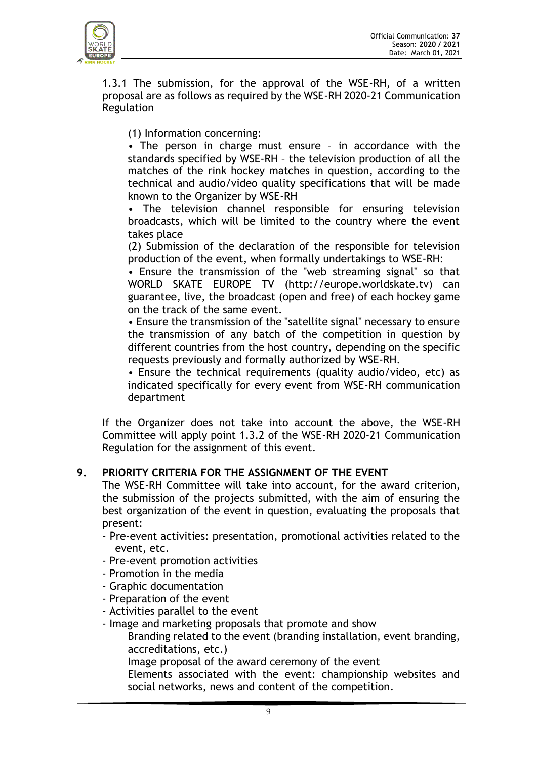1.3.1 The submission, for the approval of the WSE-RH, of a written proposal are as follows as required by the WSE-RH 2020-21 Communication Regulation

(1) Information concerning:

• The person in charge must ensure – in accordance with the standards specified by WSE-RH – the television production of all the matches of the rink hockey matches in question, according to the technical and audio/video quality specifications that will be made known to the Organizer by WSE-RH

• The television channel responsible for ensuring television broadcasts, which will be limited to the country where the event takes place

(2) Submission of the declaration of the responsible for television production of the event, when formally undertakings to WSE-RH:

• Ensure the transmission of the "web streaming signal" so that WORLD SKATE EUROPE TV (http://europe.worldskate.tv) can guarantee, live, the broadcast (open and free) of each hockey game on the track of the same event.

• Ensure the transmission of the "satellite signal" necessary to ensure the transmission of any batch of the competition in question by different countries from the host country, depending on the specific requests previously and formally authorized by WSE-RH.

• Ensure the technical requirements (quality audio/video, etc) as indicated specifically for every event from WSE-RH communication department

If the Organizer does not take into account the above, the WSE-RH Committee will apply point 1.3.2 of the WSE-RH 2020-21 Communication Regulation for the assignment of this event.

## 9. PRIORITY CRITERIA FOR THE ASSIGNMENT OF THE EVENT

The WSE-RH Committee will take into account, for the award criterion, the submission of the projects submitted, with the aim of ensuring the best organization of the event in question, evaluating the proposals that present:

- Pre-event activities: presentation, promotional activities related to the event, etc.
- Pre-event promotion activities
- Promotion in the media
- Graphic documentation
- Preparation of the event
- Activities parallel to the event
- Image and marketing proposals that promote and show

  Branding related to the event (branding installation, event branding, accreditations, etc.)

  Image proposal of the award ceremony of the event

  Elements associated with the event: championship websites and social networks, news and content of the competition.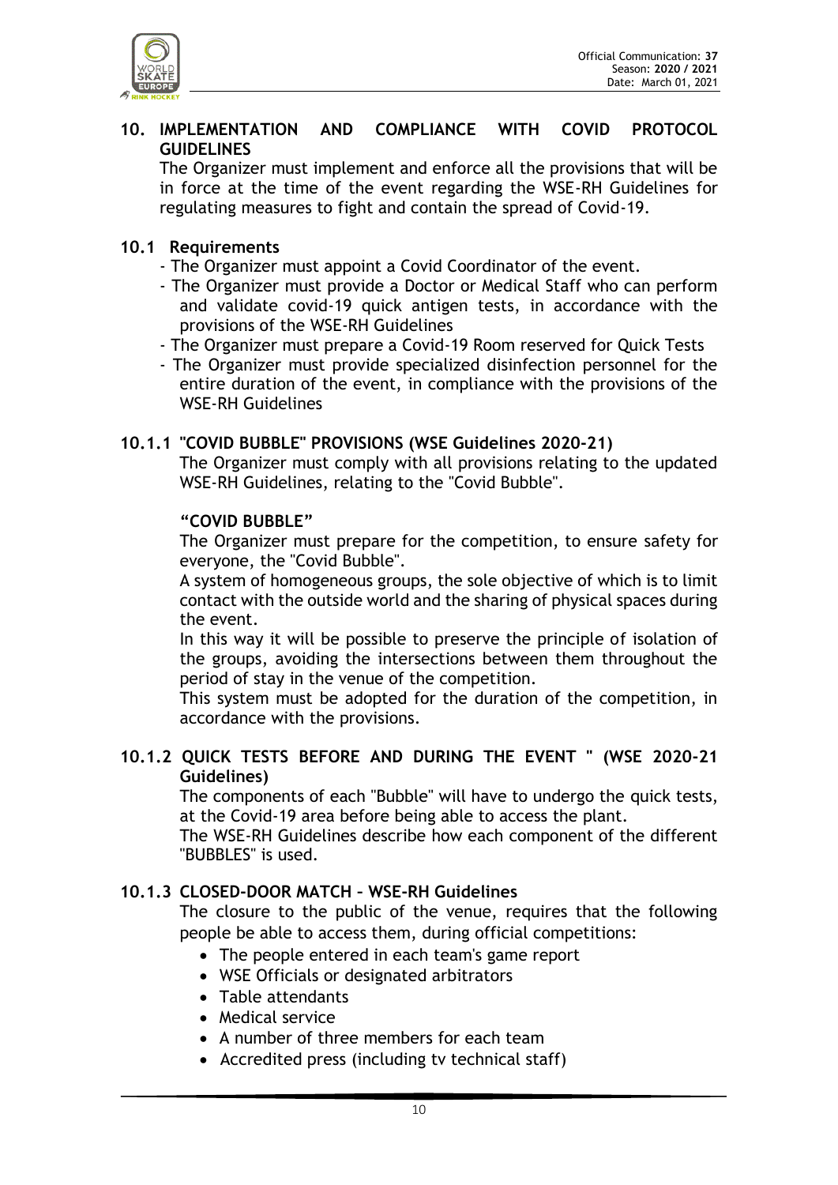## 10. IMPLEMENTATION AND COMPLIANCE WITH COVID PROTOCOL GUIDELINES

The Organizer must implement and enforce all the provisions that will be in force at the time of the event regarding the WSE-RH Guidelines for regulating measures to fight and contain the spread of Covid-19.

### 10.1 Requirements

- The Organizer must appoint a Covid Coordinator of the event.
- The Organizer must provide a Doctor or Medical Staff who can perform and validate covid-19 quick antigen tests, in accordance with the provisions of the WSE-RH Guidelines
- The Organizer must prepare a Covid-19 Room reserved for Quick Tests
- The Organizer must provide specialized disinfection personnel for the entire duration of the event, in compliance with the provisions of the WSE-RH Guidelines

#### 10.1.1 "COVID BUBBLE" PROVISIONS (WSE Guidelines 2020-21)

The Organizer must comply with all provisions relating to the updated WSE-RH Guidelines, relating to the "Covid Bubble".

**"COVID BUBBLE"**

The Organizer must prepare for the competition, to ensure safety for everyone, the "Covid Bubble".

A system of homogeneous groups, the sole objective of which is to limit contact with the outside world and the sharing of physical spaces during the event.

In this way it will be possible to preserve the principle of isolation of the groups, avoiding the intersections between them throughout the period of stay in the venue of the competition.

This system must be adopted for the duration of the competition, in accordance with the provisions.

#### 10.1.2 QUICK TESTS BEFORE AND DURING THE EVENT " (WSE 2020-21 Guidelines)

The components of each "Bubble" will have to undergo the quick tests, at the Covid-19 area before being able to access the plant.

The WSE-RH Guidelines describe how each component of the different "BUBBLES" is used.

#### 10.1.3 CLOSED-DOOR MATCH – WSE-RH Guidelines

The closure to the public of the venue, requires that the following people be able to access them, during official competitions:

- The people entered in each team's game report
- WSE Officials or designated arbitrators
- Table attendants
- Medical service
- A number of three members for each team
- Accredited press (including tv technical staff)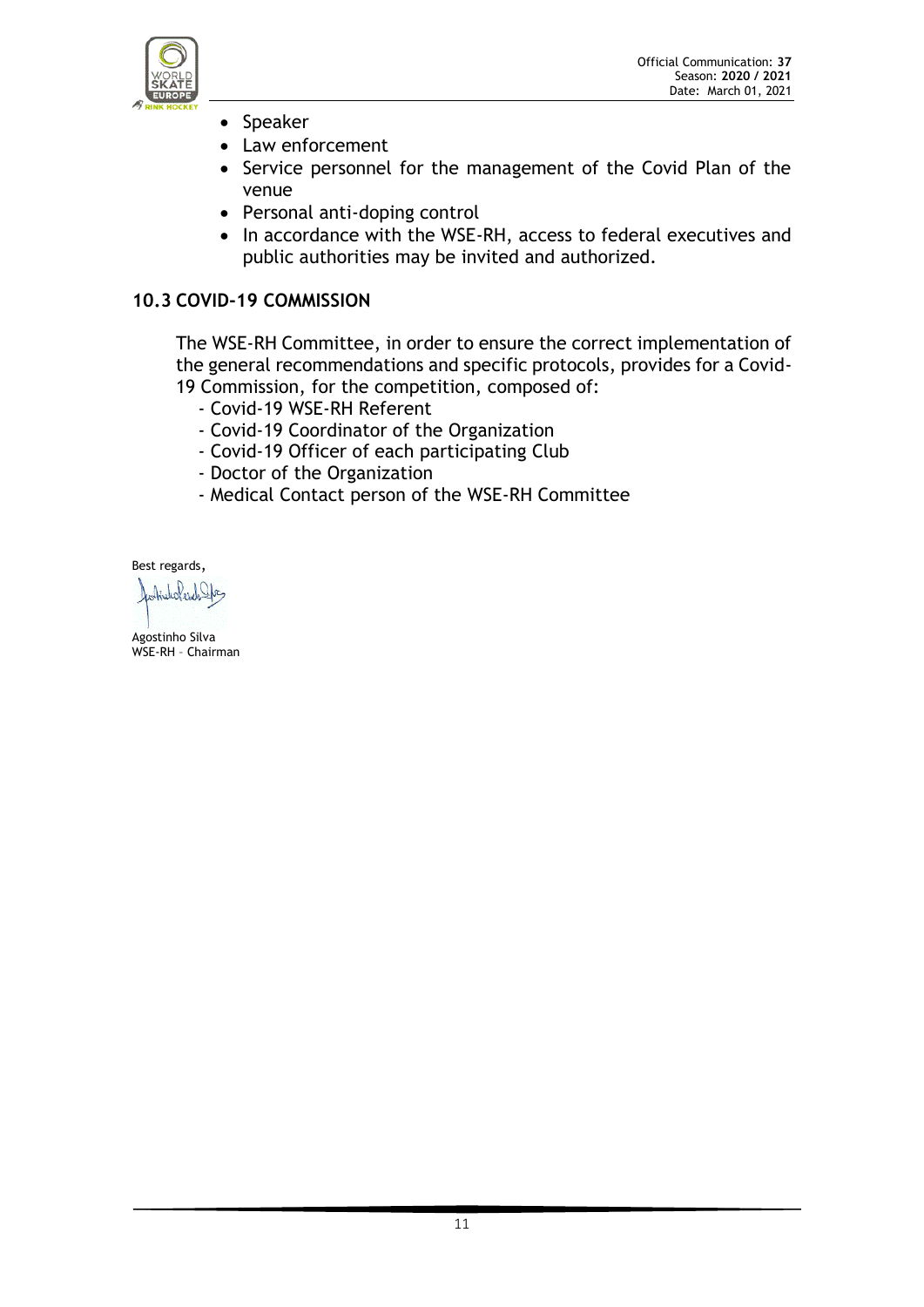- Speaker
- Law enforcement
- Service personnel for the management of the Covid Plan of the venue
- Personal anti-doping control
- In accordance with the WSE-RH, access to federal executives and public authorities may be invited and authorized.

### 10.3 COVID-19 COMMISSION

The WSE-RH Committee, in order to ensure the correct implementation of the general recommendations and specific protocols, provides for a Covid-19 Commission, for the competition, composed of:

- Covid-19 WSE-RH Referent
- Covid-19 Coordinator of the Organization
- Covid-19 Officer of each participating Club
- Doctor of the Organization
- Medical Contact person of the WSE-RH Committee

Best regards,

Agostinho Silva
WSE-RH – Chairman